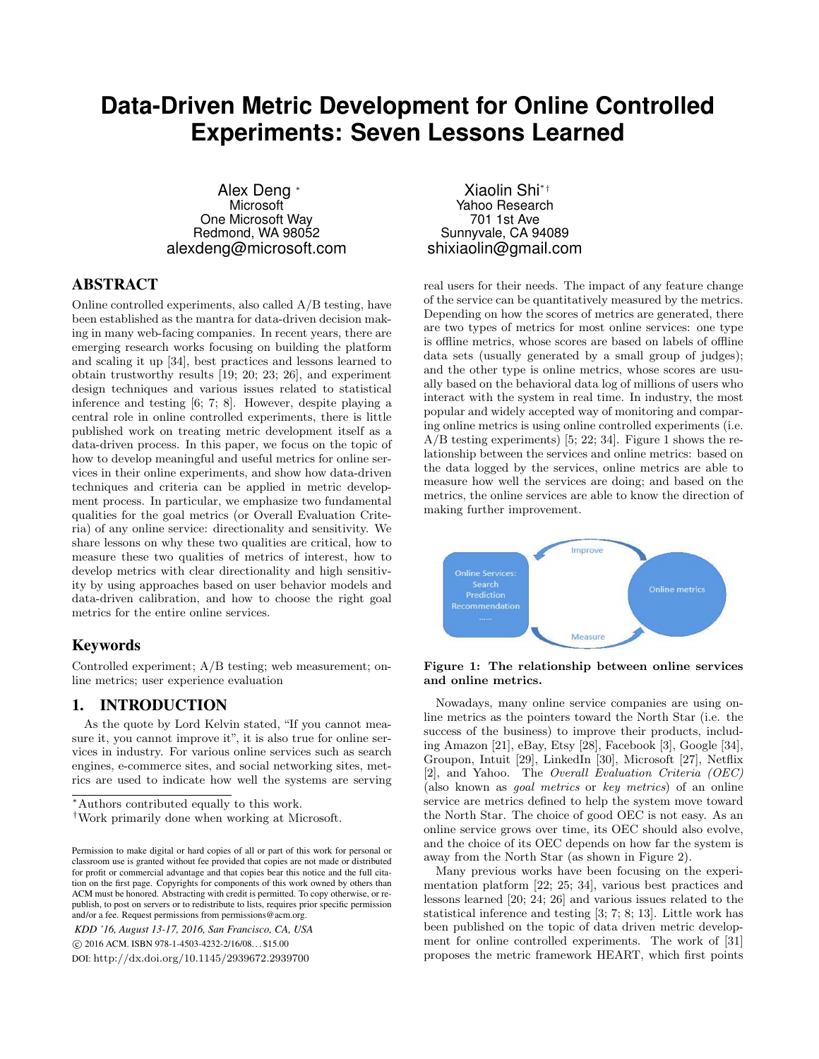# Data-Driven Metric Development for Online Controlled Experiments: Seven Lessons Learned

Alex Deng [*]
Microsoft
One Microsoft Way
Redmond, WA 98052
alexdeng@microsoft.com

Xiaolin Shi[*†]
Yahoo Research
701 1st Ave
Sunnyvale, CA 94089
shixiaolin@gmail.com

## ABSTRACT

Online controlled experiments, also called A/B testing, have been established as the mantra for data-driven decision making in many web-facing companies. In recent years, there are emerging research works focusing on building the platform and scaling it up [34], best practices and lessons learned to obtain trustworthy results [19; 20; 23; 26], and experiment design techniques and various issues related to statistical inference and testing [6; 7; 8]. However, despite playing a central role in online controlled experiments, there is little published work on treating metric development itself as a data-driven process. In this paper, we focus on the topic of how to develop meaningful and useful metrics for online services in their online experiments, and show how data-driven techniques and criteria can be applied in metric development process. In particular, we emphasize two fundamental qualities for the goal metrics (or Overall Evaluation Criteria) of any online service: directionality and sensitivity. We share lessons on why these two qualities are critical, how to measure these two qualities of metrics of interest, how to develop metrics with clear directionality and high sensitivity by using approaches based on user behavior models and data-driven calibration, and how to choose the right goal metrics for the entire online services.

## Keywords

Controlled experiment; A/B testing; web measurement; online metrics; user experience evaluation

## 1. INTRODUCTION

As the quote by Lord Kelvin stated, "If you cannot measure it, you cannot improve it", it is also true for online services in industry. For various online services such as search engines, e-commerce sites, and social networking sites, metrics are used to indicate how well the systems are serving real users for their needs. The impact of any feature change of the service can be quantitatively measured by the metrics. Depending on how the scores of metrics are generated, there are two types of metrics for most online services: one type is offline metrics, whose scores are based on labels of offline data sets (usually generated by a small group of judges); and the other type is online metrics, whose scores are usually based on the behavioral data log of millions of users who interact with the system in real time. In industry, the most popular and widely accepted way of monitoring and comparing online metrics is using online controlled experiments (i.e. A/B testing experiments) [5; 22; 34]. Figure 1 shows the relationship between the services and online metrics: based on the data logged by the services, online metrics are able to measure how well the services are doing; and based on the metrics, the online services are able to know the direction of making further improvement.

Figure 1: The relationship between online services and online metrics.

Nowadays, many online service companies are using online metrics as the pointers toward the North Star (i.e. the success of the business) to improve their products, including Amazon [21], eBay, Etsy [28], Facebook [3], Google [34], Groupon, Intuit [29], LinkedIn [30], Microsoft [27], Netflix [2], and Yahoo. The *Overall Evaluation Criteria (OEC)* (also known as *goal metrics* or *key metrics*) of an online service are metrics defined to help the system move toward the North Star. The choice of good OEC is not easy. As an online service grows over time, its OEC should also evolve, and the choice of its OEC depends on how far the system is away from the North Star (as shown in Figure 2).

Many previous works have been focusing on the experimentation platform [22; 25; 34], various best practices and lessons learned [20; 24; 26] and various issues related to the statistical inference and testing [3; 7; 8; 13]. Little work has been published on the topic of data driven metric development for online controlled experiments. The work of [31] proposes the metric framework HEART, which first points

[*]Authors contributed equally to this work.
[†]Work primarily done when working at Microsoft.

Permission to make digital or hard copies of all or part of this work for personal or classroom use is granted without fee provided that copies are not made or distributed for profit or commercial advantage and that copies bear this notice and the full citation on the first page. Copyrights for components of this work owned by others than ACM must be honored. Abstracting with credit is permitted. To copy otherwise, or republish, to post on servers or to redistribute to lists, requires prior specific permission and/or a fee. Request permissions from permissions@acm.org.

*KDD '16, August 13-17, 2016, San Francisco, CA, USA*
© 2016 ACM. ISBN 978-1-4503-4232-2/16/08...$15.00
DOI: http://dx.doi.org/10.1145/2939672.2939700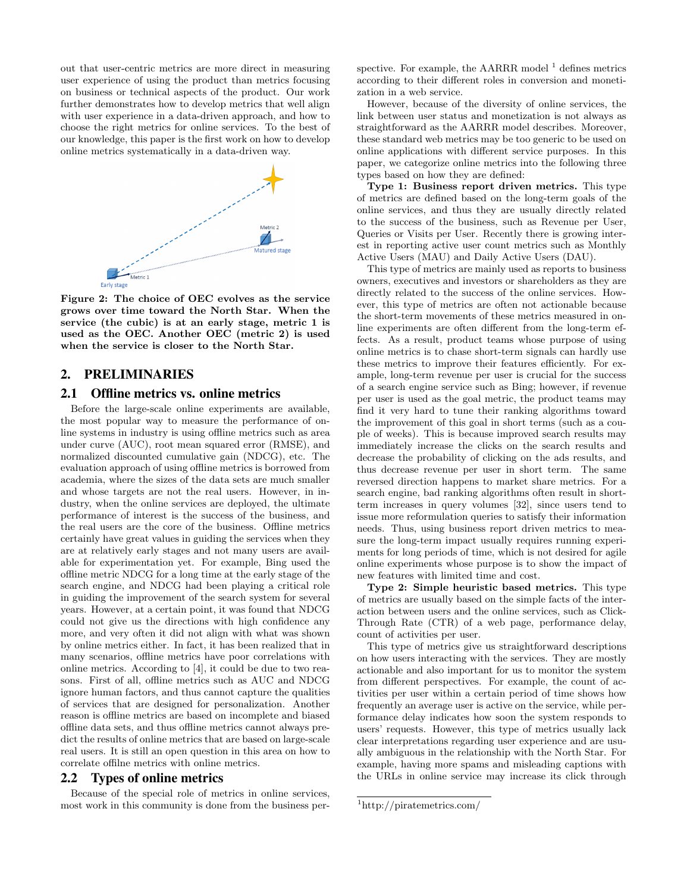out that user-centric metrics are more direct in measuring user experience of using the product than metrics focusing on business or technical aspects of the product. Our work further demonstrates how to develop metrics that well align with user experience in a data-driven approach, and how to choose the right metrics for online services. To the best of our knowledge, this paper is the first work on how to develop online metrics systematically in a data-driven way.

Metric 2

Matured stage

Metric 1

Early stage

**Figure 2: The choice of OEC evolves as the service grows over time toward the North Star. When the service (the cubic) is at an early stage, metric 1 is used as the OEC. Another OEC (metric 2) is used when the service is closer to the North Star.**

## 2. PRELIMINARIES

### 2.1 Offline metrics vs. online metrics

Before the large-scale online experiments are available, the most popular way to measure the performance of online systems in industry is using offline metrics such as area under curve (AUC), root mean squared error (RMSE), and normalized discounted cumulative gain (NDCG), etc. The evaluation approach of using offline metrics is borrowed from academia, where the sizes of the data sets are much smaller and whose targets are not the real users. However, in industry, when the online services are deployed, the ultimate performance of interest is the success of the business, and the real users are the core of the business. Offline metrics certainly have great values in guiding the services when they are at relatively early stages and not many users are available for experimentation yet. For example, Bing used the offline metric NDCG for a long time at the early stage of the search engine, and NDCG had been playing a critical role in guiding the improvement of the search system for several years. However, at a certain point, it was found that NDCG could not give us the directions with high confidence any more, and very often it did not align with what was shown by online metrics either. In fact, it has been realized that in many scenarios, offline metrics have poor correlations with online metrics. According to [4], it could be due to two reasons. First of all, offline metrics such as AUC and NDCG ignore human factors, and thus cannot capture the qualities of services that are designed for personalization. Another reason is offline metrics are based on incomplete and biased offline data sets, and thus offline metrics cannot always predict the results of online metrics that are based on large-scale real users. It is still an open question in this area on how to correlate offilne metrics with online metrics.

### 2.2 Types of online metrics

Because of the special role of metrics in online services, most work in this community is done from the business perspective. For example, the AARRR model [1] defines metrics according to their different roles in conversion and monetization in a web service.

However, because of the diversity of online services, the link between user status and monetization is not always as straightforward as the AARRR model describes. Moreover, these standard web metrics may be too generic to be used on online applications with different service purposes. In this paper, we categorize online metrics into the following three types based on how they are defined:

**Type 1: Business report driven metrics.** This type of metrics are defined based on the long-term goals of the online services, and thus they are usually directly related to the success of the business, such as Revenue per User, Queries or Visits per User. Recently there is growing interest in reporting active user count metrics such as Monthly Active Users (MAU) and Daily Active Users (DAU).

This type of metrics are mainly used as reports to business owners, executives and investors or shareholders as they are directly related to the success of the online services. However, this type of metrics are often not actionable because the short-term movements of these metrics measured in online experiments are often different from the long-term effects. As a result, product teams whose purpose of using online metrics is to chase short-term signals can hardly use these metrics to improve their features efficiently. For example, long-term revenue per user is crucial for the success of a search engine service such as Bing; however, if revenue per user is used as the goal metric, the product teams may find it very hard to tune their ranking algorithms toward the improvement of this goal in short terms (such as a couple of weeks). This is because improved search results may immediately increase the clicks on the search results and decrease the probability of clicking on the ads results, and thus decrease revenue per user in short term. The same reversed direction happens to market share metrics. For a search engine, bad ranking algorithms often result in short-term increases in query volumes [32], since users tend to issue more reformulation queries to satisfy their information needs. Thus, using business report driven metrics to measure the long-term impact usually requires running experiments for long periods of time, which is not desired for agile online experiments whose purpose is to show the impact of new features with limited time and cost.

**Type 2: Simple heuristic based metrics.** This type of metrics are usually based on the simple facts of the interaction between users and the online services, such as Click-Through Rate (CTR) of a web page, performance delay, count of activities per user.

This type of metrics give us straightforward descriptions on how users interacting with the services. They are mostly actionable and also important for us to monitor the system from different perspectives. For example, the count of activities per user within a certain period of time shows how frequently an average user is active on the service, while performance delay indicates how soon the system responds to users' requests. However, this type of metrics usually lack clear interpretations regarding user experience and are usually ambiguous in the relationship with the North Star. For example, having more spams and misleading captions with the URLs in online service may increase its click through

[1] http://piratemetrics.com/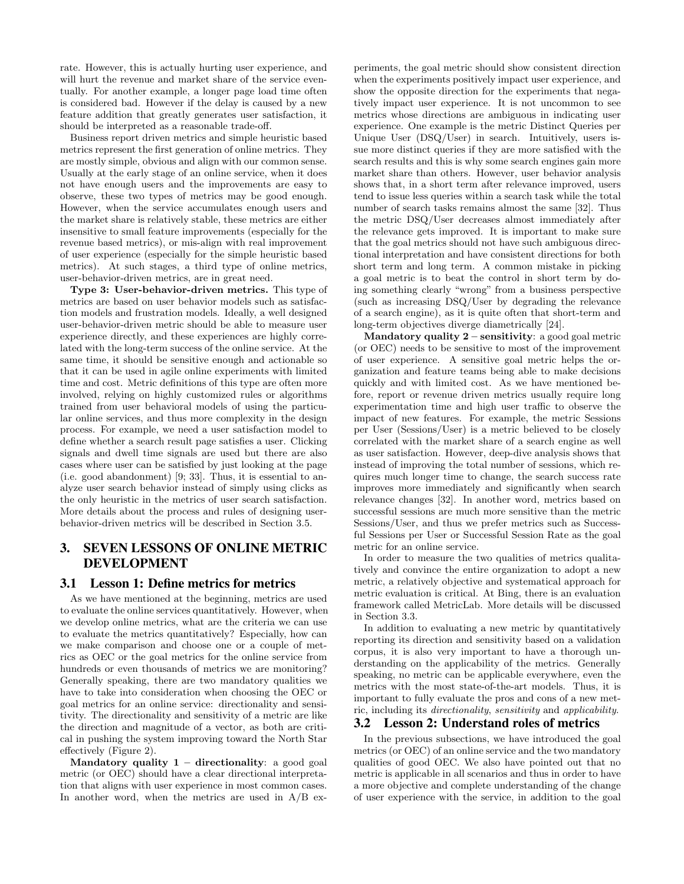rate. However, this is actually hurting user experience, and will hurt the revenue and market share of the service eventually. For another example, a longer page load time often is considered bad. However if the delay is caused by a new feature addition that greatly generates user satisfaction, it should be interpreted as a reasonable trade-off.

Business report driven metrics and simple heuristic based metrics represent the first generation of online metrics. They are mostly simple, obvious and align with our common sense. Usually at the early stage of an online service, when it does not have enough users and the improvements are easy to observe, these two types of metrics may be good enough. However, when the service accumulates enough users and the market share is relatively stable, these metrics are either insensitive to small feature improvements (especially for the revenue based metrics), or mis-align with real improvement of user experience (especially for the simple heuristic based metrics). At such stages, a third type of online metrics, user-behavior-driven metrics, are in great need.

**Type 3: User-behavior-driven metrics.** This type of metrics are based on user behavior models such as satisfaction models and frustration models. Ideally, a well designed user-behavior-driven metric should be able to measure user experience directly, and these experiences are highly correlated with the long-term success of the online service. At the same time, it should be sensitive enough and actionable so that it can be used in agile online experiments with limited time and cost. Metric definitions of this type are often more involved, relying on highly customized rules or algorithms trained from user behavioral models of using the particular online services, and thus more complexity in the design process. For example, we need a user satisfaction model to define whether a search result page satisfies a user. Clicking signals and dwell time signals are used but there are also cases where user can be satisfied by just looking at the page (i.e. good abandonment) [9; 33]. Thus, it is essential to analyze user search behavior instead of simply using clicks as the only heuristic in the metrics of user search satisfaction. More details about the process and rules of designing user-behavior-driven metrics will be described in Section 3.5.

# 3. SEVEN LESSONS OF ONLINE METRIC DEVELOPMENT

## 3.1 Lesson 1: Define metrics for metrics

As we have mentioned at the beginning, metrics are used to evaluate the online services quantitatively. However, when we develop online metrics, what are the criteria we can use to evaluate the metrics quantitatively? Especially, how can we make comparison and choose one or a couple of metrics as OEC or the goal metrics for the online service from hundreds or even thousands of metrics we are monitoring? Generally speaking, there are two mandatory qualities we have to take into consideration when choosing the OEC or goal metrics for an online service: directionality and sensitivity. The directionality and sensitivity of a metric are like the direction and magnitude of a vector, as both are critical in pushing the system improving toward the North Star effectively (Figure 2).

**Mandatory quality 1 – directionality**: a good goal metric (or OEC) should have a clear directional interpretation that aligns with user experience in most common cases. In another word, when the metrics are used in A/B experiments, the goal metric should show consistent direction when the experiments positively impact user experience, and show the opposite direction for the experiments that negatively impact user experience. It is not uncommon to see metrics whose directions are ambiguous in indicating user experience. One example is the metric Distinct Queries per Unique User (DSQ/User) in search. Intuitively, users issue more distinct queries if they are more satisfied with the search results and this is why some search engines gain more market share than others. However, user behavior analysis shows that, in a short term after relevance improved, users tend to issue less queries within a search task while the total number of search tasks remains almost the same [32]. Thus the metric DSQ/User decreases almost immediately after the relevance gets improved. It is important to make sure that the goal metrics should not have such ambiguous directional interpretation and have consistent directions for both short term and long term. A common mistake in picking a goal metric is to beat the control in short term by doing something clearly "wrong" from a business perspective (such as increasing DSQ/User by degrading the relevance of a search engine), as it is quite often that short-term and long-term objectives diverge diametrically [24].

**Mandatory quality 2 – sensitivity**: a good goal metric (or OEC) needs to be sensitive to most of the improvement of user experience. A sensitive goal metric helps the organization and feature teams being able to make decisions quickly and with limited cost. As we have mentioned before, report or revenue driven metrics usually require long experimentation time and high user traffic to observe the impact of new features. For example, the metric Sessions per User (Sessions/User) is a metric believed to be closely correlated with the market share of a search engine as well as user satisfaction. However, deep-dive analysis shows that instead of improving the total number of sessions, which requires much longer time to change, the search success rate improves more immediately and significantly when search relevance changes [32]. In another word, metrics based on successful sessions are much more sensitive than the metric Sessions/User, and thus we prefer metrics such as Successful Sessions per User or Successful Session Rate as the goal metric for an online service.

In order to measure the two qualities of metrics qualitatively and convince the entire organization to adopt a new metric, a relatively objective and systematical approach for metric evaluation is critical. At Bing, there is an evaluation framework called MetricLab. More details will be discussed in Section 3.3.

In addition to evaluating a new metric by quantitatively reporting its direction and sensitivity based on a validation corpus, it is also very important to have a thorough understanding on the applicability of the metrics. Generally speaking, no metric can be applicable everywhere, even the metrics with the most state-of-the-art models. Thus, it is important to fully evaluate the pros and cons of a new metric, including its *directionality*, *sensitivity* and *applicability*.

## 3.2 Lesson 2: Understand roles of metrics

In the previous subsections, we have introduced the goal metrics (or OEC) of an online service and the two mandatory qualities of good OEC. We also have pointed out that no metric is applicable in all scenarios and thus in order to have a more objective and complete understanding of the change of user experience with the service, in addition to the goal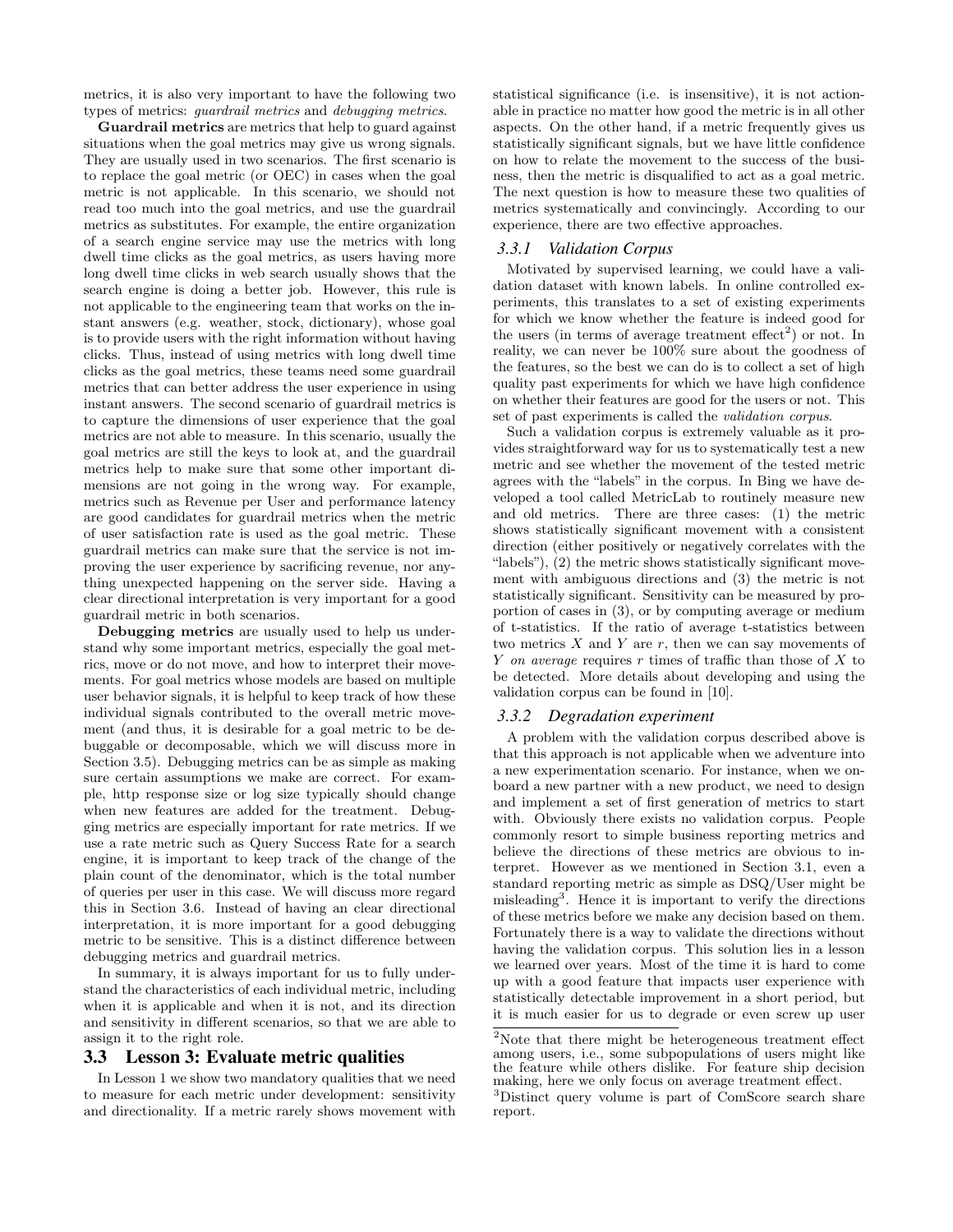metrics, it is also very important to have the following two types of metrics: *guardrail metrics* and *debugging metrics*.

**Guardrail metrics** are metrics that help to guard against situations when the goal metrics may give us wrong signals. They are usually used in two scenarios. The first scenario is to replace the goal metric (or OEC) in cases when the goal metric is not applicable. In this scenario, we should not read too much into the goal metrics, and use the guardrail metrics as substitutes. For example, the entire organization of a search engine service may use the metrics with long dwell time clicks as the goal metrics, as users having more long dwell time clicks in web search usually shows that the search engine is doing a better job. However, this rule is not applicable to the engineering team that works on the instant answers (e.g. weather, stock, dictionary), whose goal is to provide users with the right information without having clicks. Thus, instead of using metrics with long dwell time clicks as the goal metrics, these teams need some guardrail metrics that can better address the user experience in using instant answers. The second scenario of guardrail metrics is to capture the dimensions of user experience that the goal metrics are not able to measure. In this scenario, usually the goal metrics are still the keys to look at, and the guardrail metrics help to make sure that some other important dimensions are not going in the wrong way. For example, metrics such as Revenue per User and performance latency are good candidates for guardrail metrics when the metric of user satisfaction rate is used as the goal metric. These guardrail metrics can make sure that the service is not improving the user experience by sacrificing revenue, nor anything unexpected happening on the server side. Having a clear directional interpretation is very important for a good guardrail metric in both scenarios.

**Debugging metrics** are usually used to help us understand why some important metrics, especially the goal metrics, move or do not move, and how to interpret their movements. For goal metrics whose models are based on multiple user behavior signals, it is helpful to keep track of how these individual signals contributed to the overall metric movement (and thus, it is desirable for a goal metric to be debuggable or decomposable, which we will discuss more in Section 3.5). Debugging metrics can be as simple as making sure certain assumptions we make are correct. For example, http response size or log size typically should change when new features are added for the treatment. Debugging metrics are especially important for rate metrics. If we use a rate metric such as Query Success Rate for a search engine, it is important to keep track of the change of the plain count of the denominator, which is the total number of queries per user in this case. We will discuss more regard this in Section 3.6. Instead of having an clear directional interpretation, it is more important for a good debugging metric to be sensitive. This is a distinct difference between debugging metrics and guardrail metrics.

In summary, it is always important for us to fully understand the characteristics of each individual metric, including when it is applicable and when it is not, and its direction and sensitivity in different scenarios, so that we are able to assign it to the right role.

## 3.3 Lesson 3: Evaluate metric qualities

In Lesson 1 we show two mandatory qualities that we need to measure for each metric under development: sensitivity and directionality. If a metric rarely shows movement with statistical significance (i.e. is insensitive), it is not actionable in practice no matter how good the metric is in all other aspects. On the other hand, if a metric frequently gives us statistically significant signals, but we have little confidence on how to relate the movement to the success of the business, then the metric is disqualified to act as a goal metric. The next question is how to measure these two qualities of metrics systematically and convincingly. According to our experience, there are two effective approaches.

### 3.3.1 Validation Corpus

Motivated by supervised learning, we could have a validation dataset with known labels. In online controlled experiments, this translates to a set of existing experiments for which we know whether the feature is indeed good for the users (in terms of average treatment effect[2]) or not. In reality, we can never be 100% sure about the goodness of the features, so the best we can do is to collect a set of high quality past experiments for which we have high confidence on whether their features are good for the users or not. This set of past experiments is called the *validation corpus*.

Such a validation corpus is extremely valuable as it provides straightforward way for us to systematically test a new metric and see whether the movement of the tested metric agrees with the "labels" in the corpus. In Bing we have developed a tool called MetricLab to routinely measure new and old metrics. There are three cases: (1) the metric shows statistically significant movement with a consistent direction (either positively or negatively correlates with the "labels"), (2) the metric shows statistically significant movement with ambiguous directions and (3) the metric is not statistically significant. Sensitivity can be measured by proportion of cases in (3), or by computing average or medium of t-statistics. If the ratio of average t-statistics between two metrics $X$ and $Y$ are $r$, then we can say movements of $Y$ *on average* requires $r$ times of traffic than those of $X$ to be detected. More details about developing and using the validation corpus can be found in [10].

### 3.3.2 Degradation experiment

A problem with the validation corpus described above is that this approach is not applicable when we adventure into a new experimentation scenario. For instance, when we onboard a new partner with a new product, we need to design and implement a set of first generation of metrics to start with. Obviously there exists no validation corpus. People commonly resort to simple business reporting metrics and believe the directions of these metrics are obvious to interpret. However as we mentioned in Section 3.1, even a standard reporting metric as simple as DSQ/User might be misleading[3]. Hence it is important to verify the directions of these metrics before we make any decision based on them. Fortunately there is a way to validate the directions without having the validation corpus. This solution lies in a lesson we learned over years. Most of the time it is hard to come up with a good feature that impacts user experience with statistically detectable improvement in a short period, but it is much easier for us to degrade or even screw up user

[2]Note that there might be heterogeneous treatment effect among users, i.e., some subpopulations of users might like the feature while others dislike. For feature ship decision making, here we only focus on average treatment effect.

[3]Distinct query volume is part of ComScore search share report.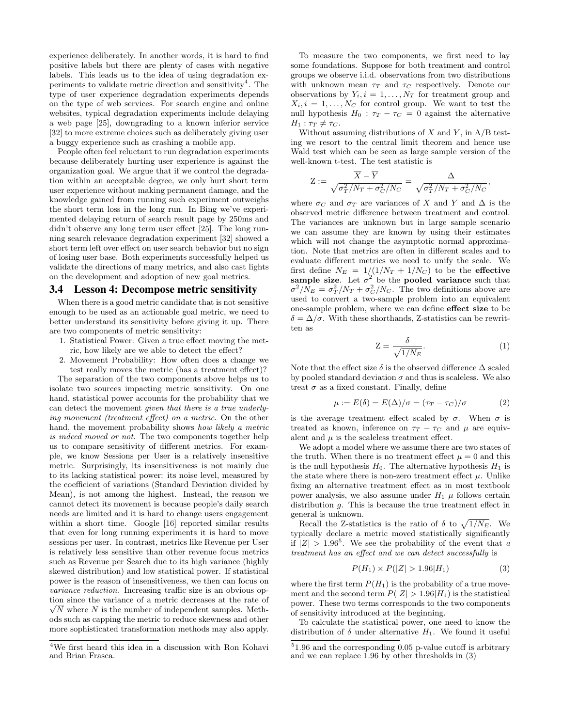experience deliberately. In another words, it is hard to find positive labels but there are plenty of cases with negative labels. This leads us to the idea of using degradation experiments to validate metric direction and sensitivity[4]. The type of user experience degradation experiments depends on the type of web services. For search engine and online websites, typical degradation experiments include delaying a web page [25], downgrading to a known inferior service [32] to more extreme choices such as deliberately giving user a buggy experience such as crashing a mobile app.

People often feel reluctant to run degradation experiments because deliberately hurting user experience is against the organization goal. We argue that if we control the degradation within an acceptable degree, we only hurt short term user experience without making permanent damage, and the knowledge gained from running such experiment outweighs the short term loss in the long run. In Bing we've experimented delaying return of search result page by 250ms and didn't observe any long term user effect [25]. The long running search relevance degradation experiment [32] showed a short term left over effect on user search behavior but no sign of losing user base. Both experiments successfully helped us validate the directions of many metrics, and also cast lights on the development and adoption of new goal metrics.

### 3.4 Lesson 4: Decompose metric sensitivity

When there is a good metric candidate that is not sensitive enough to be used as an actionable goal metric, we need to better understand its sensitivity before giving it up. There are two components of metric sensitivity:

1. Statistical Power: Given a true effect moving the metric, how likely are we able to detect the effect?
2. Movement Probability: How often does a change we test really moves the metric (has a treatment effect)?

The separation of the two components above helps us to isolate two sources impacting metric sensitivity. On one hand, statistical power accounts for the probability that we can detect the movement *given that there is a true underlying movement (treatment effect) on a metric*. On the other hand, the movement probability shows *how likely a metric is indeed moved or not*. The two components together help us to compare sensitivity of different metrics. For example, we know Sessions per User is a relatively insensitive metric. Surprisingly, its insensitiveness is not mainly due to its lacking statistical power: its noise level, measured by the coefficient of variations (Standard Deviation divided by Mean), is not among the highest. Instead, the reason we cannot detect its movement is because people's daily search needs are limited and it is hard to change users engagement within a short time. Google [16] reported similar results that even for long running experiments it is hard to move sessions per user. In contrast, metrics like Revenue per User is relatively less sensitive than other revenue focus metrics such as Revenue per Search due to its high variance (highly skewed distribution) and low statistical power. If statistical power is the reason of insensitiveness, we then can focus on *variance reduction*. Increasing traffic size is an obvious option since the variance of a metric decreases at the rate of $\sqrt{N}$ where $N$ is the number of independent samples. Methods such as capping the metric to reduce skewness and other more sophisticated transformation methods may also apply.

To measure the two components, we first need to lay some foundations. Suppose for both treatment and control groups we observe i.i.d. observations from two distributions with unknown mean $\tau_T$ and $\tau_C$ respectively. Denote our observations by $Y_i, i = 1, \ldots, N_T$ for treatment group and $X_i, i = 1, \ldots, N_C$ for control group. We want to test the null hypothesis $H_0 : \tau_T - \tau_C = 0$ against the alternative $H_1 : \tau_T \neq \tau_C$.

Without assuming distributions of $X$ and $Y$, in A/B testing we resort to the central limit theorem and hence use Wald test which can be seen as large sample version of the well-known t-test. The test statistic is

$$\mathrm{Z} := \frac{\overline{X} - \overline{Y}}{\sqrt{\sigma_T^2/N_T + \sigma_C^2/N_C}} = \frac{\Delta}{\sqrt{\sigma_T^2/N_T + \sigma_C^2/N_C}},$$

where $\sigma_C$ and $\sigma_T$ are variances of $X$ and $Y$ and $\Delta$ is the observed metric difference between treatment and control. The variances are unknown but in large sample scenario we can assume they are known by using their estimates which will not change the asymptotic normal approximation. Note that metrics are often in different scales and to evaluate different metrics we need to unify the scale. We first define $N_E = 1/(1/N_T + 1/N_C)$ to be the **effective sample size**. Let $\sigma^2$ be the **pooled variance** such that $\sigma^2/N_E = \sigma_T^2/N_T + \sigma_C^2/N_C$. The two definitions above are used to convert a two-sample problem into an equivalent one-sample problem, where we can define **effect size** to be $\delta = \Delta/\sigma$. With these shorthands, Z-statistics can be rewritten as

$$\mathrm{Z} = \frac{\delta}{\sqrt{1/N_E}}. \tag{1}$$

Note that the effect size $\delta$ is the observed difference $\Delta$ scaled by pooled standard deviation $\sigma$ and thus is scaleless. We also treat $\sigma$ as a fixed constant. Finally, define

$$\mu := E(\delta) = E(\Delta)/\sigma = (\tau_T - \tau_C)/\sigma \tag{2}$$

is the average treatment effect scaled by $\sigma$. When $\sigma$ is treated as known, inference on $\tau_T - \tau_C$ and $\mu$ are equivalent and $\mu$ is the scaleless treatment effect.

We adopt a model where we assume there are two states of the truth. When there is no treatment effect $\mu = 0$ and this is the null hypothesis $H_0$. The alternative hypothesis $H_1$ is the state where there is non-zero treatment effect $\mu$. Unlike fixing an alternative treatment effect as in most textbook power analysis, we also assume under $H_1$ $\mu$ follows certain distribution $g$. This is because the true treatment effect in general is unknown.

Recall the Z-statistics is the ratio of $\delta$ to $\sqrt{1/N_E}$. We typically declare a metric moved statistically significantly if $|Z| > 1.96$[5]. We see the probability of the event that *a treatment has an effect and we can detect successfully* is

$$P(H_1) \times P(|Z| > 1.96|H_1) \tag{3}$$

where the first term $P(H_1)$ is the probability of a true movement and the second term $P(|Z| > 1.96|H_1)$ is the statistical power. These two terms corresponds to the two components of sensitivity introduced at the beginning.

To calculate the statistical power, one need to know the distribution of $\delta$ under alternative $H_1$. We found it useful

[4]We first heard this idea in a discussion with Ron Kohavi and Brian Frasca.

[5]1.96 and the corresponding 0.05 p-value cutoff is arbitrary and we can replace 1.96 by other thresholds in (3)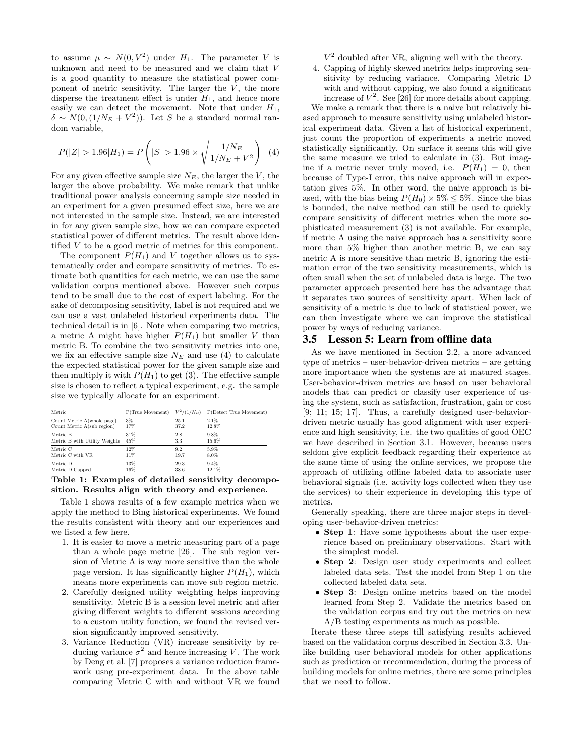to assume $\mu \sim N(0, V^2)$ under $H_1$. The parameter $V$ is unknown and need to be measured and we claim that $V$ is a good quantity to measure the statistical power component of metric sensitivity. The larger the $V$, the more disperse the treatment effect is under $H_1$, and hence more easily we can detect the movement. Note that under $H_1$, $\delta \sim N(0, (1/N_E + V^2))$. Let $S$ be a standard normal random variable,

$$P(|Z| > 1.96|H_1) = P\left(|S| > 1.96 \times \sqrt{\frac{1/N_E}{1/N_E + V^2}}\right) \quad (4)$$

For any given effective sample size $N_E$, the larger the $V$, the larger the above probability. We make remark that unlike traditional power analysis concerning sample size needed in an experiment for a given presumed effect size, here we are not interested in the sample size. Instead, we are interested in for any given sample size, how we can compare expected statistical power of different metrics. The result above identified $V$ to be a good metric of metrics for this component.

The component $P(H_1)$ and $V$ together allows us to systematically order and compare sensitivity of metrics. To estimate both quantities for each metric, we can use the same validation corpus mentioned above. However such corpus tend to be small due to the cost of expert labeling. For the sake of decomposing sensitivity, label is not required and we can use a vast unlabeled historical experiments data. The technical detail is in [6]. Note when comparing two metrics, a metric A might have higher $P(H_1)$ but smaller $V$ than metric B. To combine the two sensitivity metrics into one, we fix an effective sample size $N_E$ and use (4) to calculate the expected statistical power for the given sample size and then multiply it with $P(H_1)$ to get (3). The effective sample size is chosen to reflect a typical experiment, e.g. the sample size we typically allocate for an experiment.

| Metric | P(True Movement) | $V^2/(1/N_E)$ | P(Detect True Movement) |
|---|---|---|---|
| Count Metric A(whole page) | 3% | 25.1 | 2.1% |
| Count Metric A(sub region) | 17% | 37.2 | 12.8% |
| Metric B | 31% | 2.8 | 9.8% |
| Metric B with Utility Weights | 45% | 3.3 | 15.6% |
| Metric C | 12% | 9.2 | 5.9% |
| Metric C with VR | 11% | 19.7 | 8.0% |
| Metric D | 13% | 29.3 | 9.4% |
| Metric D Capped | 16% | 38.6 | 12.1% |

**Table 1: Examples of detailed sensitivity decomposition. Results align with theory and experience.**

Table 1 shows results of a few example metrics when we apply the method to Bing historical experiments. We found the results consistent with theory and our experiences and we listed a few here.

1. It is easier to move a metric measuring part of a page than a whole page metric [26]. The sub region version of Metric A is way more sensitive than the whole page version. It has significantly higher $P(H_1)$, which means more experiments can move sub region metric.
2. Carefully designed utility weighting helps improving sensitivity. Metric B is a session level metric and after giving different weights to different sessions according to a custom utility function, we found the revised version significantly improved sensitivity.
3. Variance Reduction (VR) increase sensitivity by reducing variance $\sigma^2$ and hence increasing $V$. The work by Deng et al. [7] proposes a variance reduction framework usng pre-experiment data. In the above table comparing Metric C with and without VR we found $V^2$ doubled after VR, aligning well with the theory.
4. Capping of highly skewed metrics helps improving sensitivity by reducing variance. Comparing Metric D with and without capping, we also found a significant increase of $V^2$. See [26] for more details about capping.

We make a remark that there is a naive but relatively biased approach to measure sensitivity using unlabeled historical experiment data. Given a list of historical experiment, just count the proportion of experiments a metric moved statistically significantly. On surface it seems this will give the same measure we tried to calculate in (3). But imagine if a metric never truly moved, i.e. $P(H_1) = 0$, then because of Type-I error, this naive approach will in expectation gives 5%. In other word, the naive approach is biased, with the bias being $P(H_0) \times 5\% \le 5\%$. Since the bias is bounded, the naive method can still be used to quickly compare sensitivity of different metrics when the more sophisticated measurement (3) is not available. For example, if metric A using the naive approach has a sensitivity score more than 5% higher than another metric B, we can say metric A is more sensitive than metric B, ignoring the estimation error of the two sensitivity measurements, which is often small when the set of unlabeled data is large. The two parameter approach presented here has the advantage that it separates two sources of sensitivity apart. When lack of sensitivity of a metric is due to lack of statistical power, we can then investigate where we can improve the statistical power by ways of reducing variance.

### 3.5 Lesson 5: Learn from offline data

As we have mentioned in Section 2.2, a more advanced type of metrics – user-behavior-driven metrics – are getting more importance when the systems are at matured stages. User-behavior-driven metrics are based on user behavioral models that can predict or classify user experience of using the system, such as satisfaction, frustration, gain or cost [9; 11; 15; 17]. Thus, a carefully designed user-behavior-driven metric usually has good alignment with user experience and high sensitivity, i.e. the two qualities of good OEC we have described in Section 3.1. However, because users seldom give explicit feedback regarding their experience at the same time of using the online services, we propose the approach of utilizing offline labeled data to associate user behavioral signals (i.e. activity logs collected when they use the services) to their experience in developing this type of metrics.

Generally speaking, there are three major steps in developing user-behavior-driven metrics:

- **Step 1**: Have some hypotheses about the user experience based on preliminary observations. Start with the simplest model.
- **Step 2**: Design user study experiments and collect labeled data sets. Test the model from Step 1 on the collected labeled data sets.
- **Step 3**: Design online metrics based on the model learned from Step 2. Validate the metrics based on the validation corpus and try out the metrics on new A/B testing experiments as much as possible.

Iterate these three steps till satisfying results achieved based on the validation corpus described in Section 3.3. Unlike building user behavioral models for other applications such as prediction or recommendation, during the process of building models for online metrics, there are some principles that we need to follow.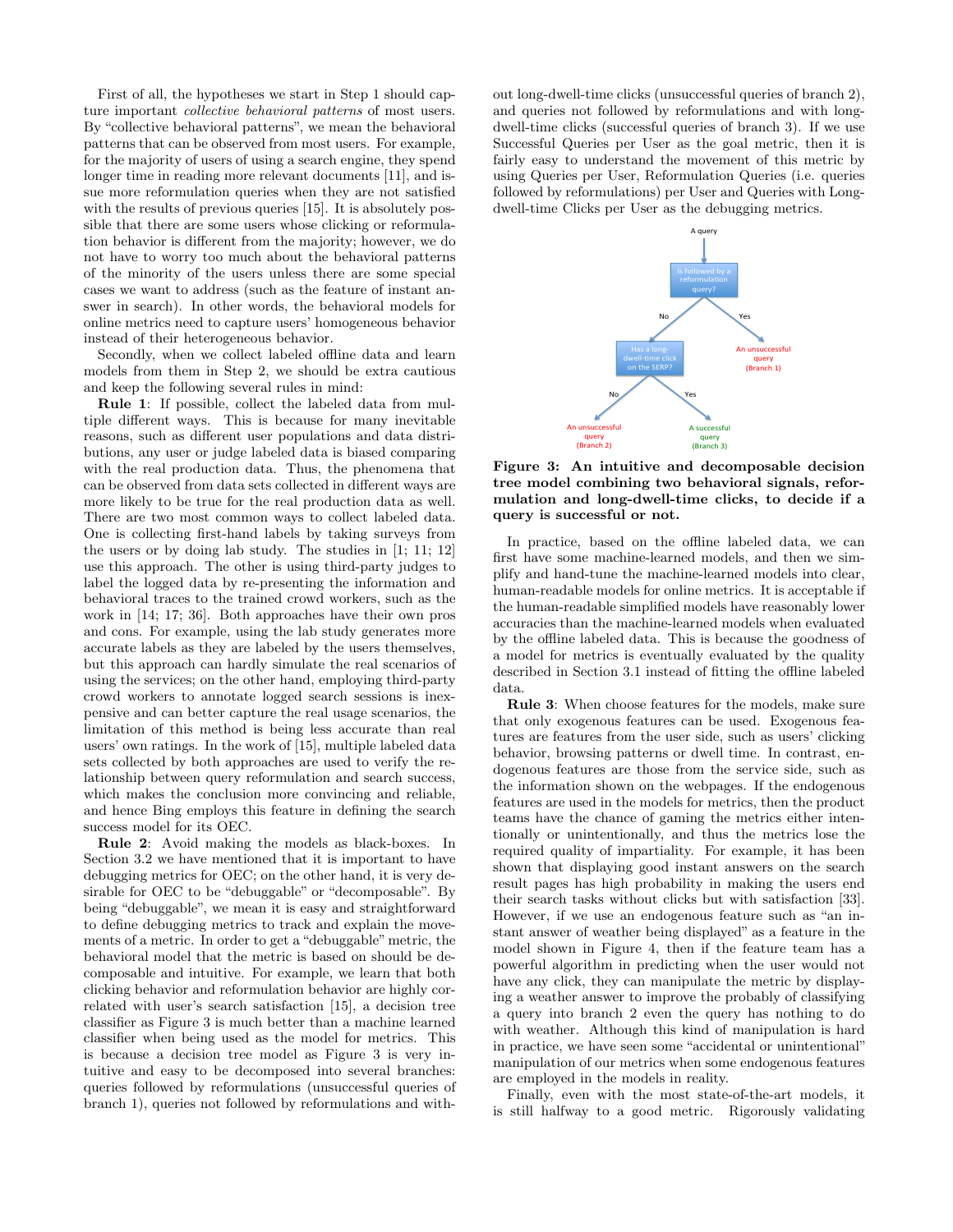First of all, the hypotheses we start in Step 1 should capture important *collective behavioral patterns* of most users. By "collective behavioral patterns", we mean the behavioral patterns that can be observed from most users. For example, for the majority of users of using a search engine, they spend longer time in reading more relevant documents [11], and issue more reformulation queries when they are not satisfied with the results of previous queries [15]. It is absolutely possible that there are some users whose clicking or reformulation behavior is different from the majority; however, we do not have to worry too much about the behavioral patterns of the minority of the users unless there are some special cases we want to address (such as the feature of instant answer in search). In other words, the behavioral models for online metrics need to capture users' homogeneous behavior instead of their heterogeneous behavior.

Secondly, when we collect labeled offline data and learn models from them in Step 2, we should be extra cautious and keep the following several rules in mind:

**Rule 1**: If possible, collect the labeled data from multiple different ways. This is because for many inevitable reasons, such as different user populations and data distributions, any user or judge labeled data is biased comparing with the real production data. Thus, the phenomena that can be observed from data sets collected in different ways are more likely to be true for the real production data as well. There are two most common ways to collect labeled data. One is collecting first-hand labels by taking surveys from the users or by doing lab study. The studies in [1; 11; 12] use this approach. The other is using third-party judges to label the logged data by re-presenting the information and behavioral traces to the trained crowd workers, such as the work in [14; 17; 36]. Both approaches have their own pros and cons. For example, using the lab study generates more accurate labels as they are labeled by the users themselves, but this approach can hardly simulate the real scenarios of using the services; on the other hand, employing third-party crowd workers to annotate logged search sessions is inexpensive and can better capture the real usage scenarios, the limitation of this method is being less accurate than real users' own ratings. In the work of [15], multiple labeled data sets collected by both approaches are used to verify the relationship between query reformulation and search success, which makes the conclusion more convincing and reliable, and hence Bing employs this feature in defining the search success model for its OEC.

**Rule 2**: Avoid making the models as black-boxes. In Section 3.2 we have mentioned that it is important to have debugging metrics for OEC; on the other hand, it is very desirable for OEC to be "debuggable" or "decomposable". By being "debuggable", we mean it is easy and straightforward to define debugging metrics to track and explain the movements of a metric. In order to get a "debuggable" metric, the behavioral model that the metric is based on should be decomposable and intuitive. For example, we learn that both clicking behavior and reformulation behavior are highly correlated with user's search satisfaction [15], a decision tree classifier as Figure 3 is much better than a machine learned classifier when being used as the model for metrics. This is because a decision tree model as Figure 3 is very intuitive and easy to be decomposed into several branches: queries followed by reformulations (unsuccessful queries of branch 1), queries not followed by reformulations and without long-dwell-time clicks (unsuccessful queries of branch 2), and queries not followed by reformulations and with long-dwell-time clicks (successful queries of branch 3). If we use Successful Queries per User as the goal metric, then it is fairly easy to understand the movement of this metric by using Queries per User, Reformulation Queries (i.e. queries followed by reformulations) per User and Queries with Long-dwell-time Clicks per User as the debugging metrics.

**Figure 3: An intuitive and decomposable decision tree model combining two behavioral signals, reformulation and long-dwell-time clicks, to decide if a query is successful or not.**

In practice, based on the offline labeled data, we can first have some machine-learned models, and then we simplify and hand-tune the machine-learned models into clear, human-readable models for online metrics. It is acceptable if the human-readable simplified models have reasonably lower accuracies than the machine-learned models when evaluated by the offline labeled data. This is because the goodness of a model for metrics is eventually evaluated by the quality described in Section 3.1 instead of fitting the offline labeled data.

**Rule 3**: When choose features for the models, make sure that only exogenous features can be used. Exogenous features are features from the user side, such as users' clicking behavior, browsing patterns or dwell time. In contrast, endogenous features are those from the service side, such as the information shown on the webpages. If the endogenous features are used in the models for metrics, then the product teams have the chance of gaming the metrics either intentionally or unintentionally, and thus the metrics lose the required quality of impartiality. For example, it has been shown that displaying good instant answers on the search result pages has high probability in making the users end their search tasks without clicks but with satisfaction [33]. However, if we use an endogenous feature such as "an instant answer of weather being displayed" as a feature in the model shown in Figure 4, then if the feature team has a powerful algorithm in predicting when the user would not have any click, they can manipulate the metric by displaying a weather answer to improve the probably of classifying a query into branch 2 even the query has nothing to do with weather. Although this kind of manipulation is hard in practice, we have seen some "accidental or unintentional" manipulation of our metrics when some endogenous features are employed in the models in reality.

Finally, even with the most state-of-the-art models, it is still halfway to a good metric. Rigorously validating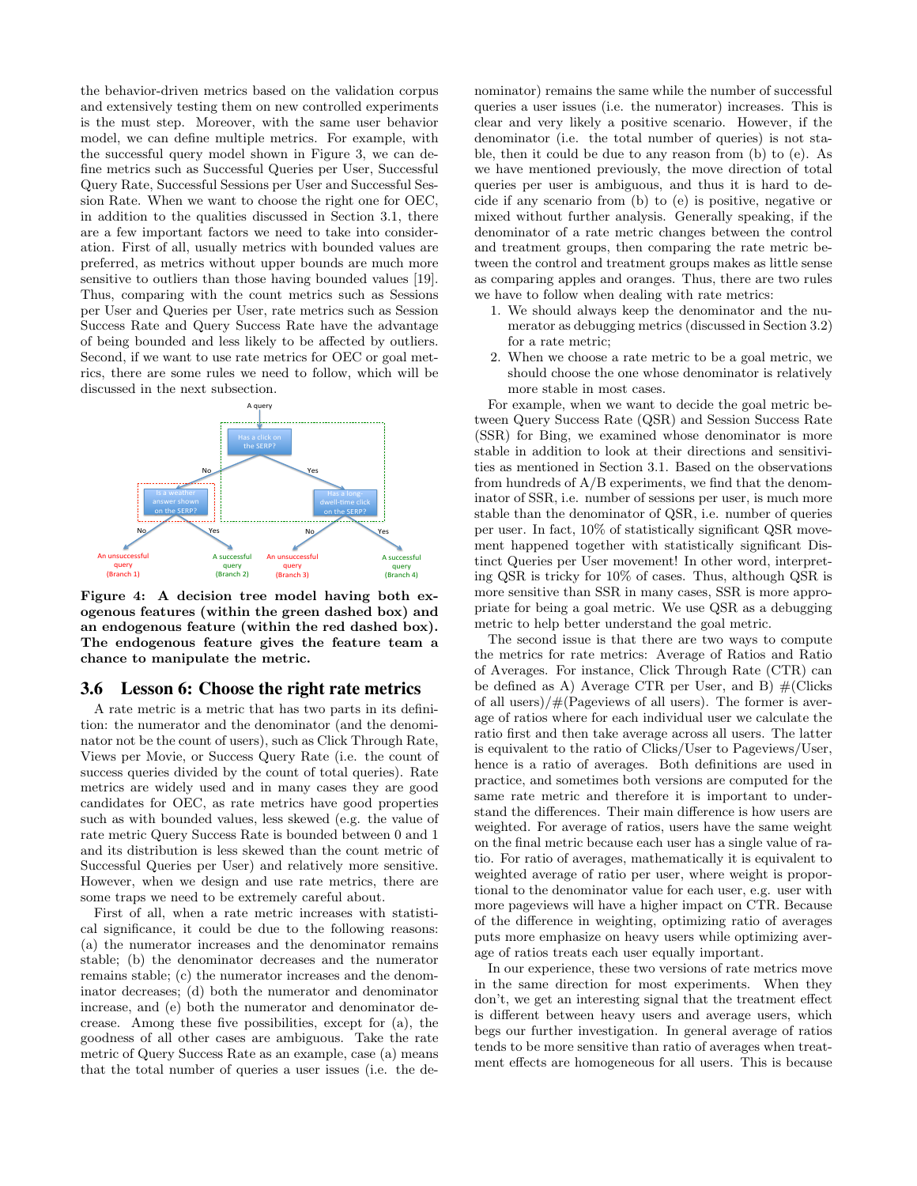the behavior-driven metrics based on the validation corpus and extensively testing them on new controlled experiments is the must step. Moreover, with the same user behavior model, we can define multiple metrics. For example, with the successful query model shown in Figure 3, we can define metrics such as Successful Queries per User, Successful Query Rate, Successful Sessions per User and Successful Session Rate. When we want to choose the right one for OEC, in addition to the qualities discussed in Section 3.1, there are a few important factors we need to take into consideration. First of all, usually metrics with bounded values are preferred, as metrics without upper bounds are much more sensitive to outliers than those having bounded values [19]. Thus, comparing with the count metrics such as Sessions per User and Queries per User, rate metrics such as Session Success Rate and Query Success Rate have the advantage of being bounded and less likely to be affected by outliers. Second, if we want to use rate metrics for OEC or goal metrics, there are some rules we need to follow, which will be discussed in the next subsection.

**Figure 4: A decision tree model having both exogenous features (within the green dashed box) and an endogenous feature (within the red dashed box). The endogenous feature gives the feature team a chance to manipulate the metric.**

### 3.6 Lesson 6: Choose the right rate metrics

A rate metric is a metric that has two parts in its definition: the numerator and the denominator (and the denominator not be the count of users), such as Click Through Rate, Views per Movie, or Success Query Rate (i.e. the count of success queries divided by the count of total queries). Rate metrics are widely used and in many cases they are good candidates for OEC, as rate metrics have good properties such as with bounded values, less skewed (e.g. the value of rate metric Query Success Rate is bounded between 0 and 1 and its distribution is less skewed than the count metric of Successful Queries per User) and relatively more sensitive. However, when we design and use rate metrics, there are some traps we need to be extremely careful about.

First of all, when a rate metric increases with statistical significance, it could be due to the following reasons: (a) the numerator increases and the denominator remains stable; (b) the denominator decreases and the numerator remains stable; (c) the numerator increases and the denominator decreases; (d) both the numerator and denominator increase, and (e) both the numerator and denominator decrease. Among these five possibilities, except for (a), the goodness of all other cases are ambiguous. Take the rate metric of Query Success Rate as an example, case (a) means that the total number of queries a user issues (i.e. the denominator) remains the same while the number of successful queries a user issues (i.e. the numerator) increases. This is clear and very likely a positive scenario. However, if the denominator (i.e. the total number of queries) is not stable, then it could be due to any reason from (b) to (e). As we have mentioned previously, the move direction of total queries per user is ambiguous, and thus it is hard to decide if any scenario from (b) to (e) is positive, negative or mixed without further analysis. Generally speaking, if the denominator of a rate metric changes between the control and treatment groups, then comparing the rate metric between the control and treatment groups makes as little sense as comparing apples and oranges. Thus, there are two rules we have to follow when dealing with rate metrics:

1. We should always keep the denominator and the numerator as debugging metrics (discussed in Section 3.2) for a rate metric;
2. When we choose a rate metric to be a goal metric, we should choose the one whose denominator is relatively more stable in most cases.

For example, when we want to decide the goal metric between Query Success Rate (QSR) and Session Success Rate (SSR) for Bing, we examined whose denominator is more stable in addition to look at their directions and sensitivities as mentioned in Section 3.1. Based on the observations from hundreds of A/B experiments, we find that the denominator of SSR, i.e. number of sessions per user, is much more stable than the denominator of QSR, i.e. number of queries per user. In fact, 10% of statistically significant QSR movement happened together with statistically significant Distinct Queries per User movement! In other word, interpreting QSR is tricky for 10% of cases. Thus, although QSR is more sensitive than SSR in many cases, SSR is more appropriate for being a goal metric. We use QSR as a debugging metric to help better understand the goal metric.

The second issue is that there are two ways to compute the metrics for rate metrics: Average of Ratios and Ratio of Averages. For instance, Click Through Rate (CTR) can be defined as A) Average CTR per User, and B) #(Clicks of all users)/#(Pageviews of all users). The former is average of ratios where for each individual user we calculate the ratio first and then take average across all users. The latter is equivalent to the ratio of Clicks/User to Pageviews/User, hence is a ratio of averages. Both definitions are used in practice, and sometimes both versions are computed for the same rate metric and therefore it is important to understand the differences. Their main difference is how users are weighted. For average of ratios, users have the same weight on the final metric because each user has a single value of ratio. For ratio of averages, mathematically it is equivalent to weighted average of ratio per user, where weight is proportional to the denominator value for each user, e.g. user with more pageviews will have a higher impact on CTR. Because of the difference in weighting, optimizing ratio of averages puts more emphasize on heavy users while optimizing average of ratios treats each user equally important.

In our experience, these two versions of rate metrics move in the same direction for most experiments. When they don't, we get an interesting signal that the treatment effect is different between heavy users and average users, which begs our further investigation. In general average of ratios tends to be more sensitive than ratio of averages when treatment effects are homogeneous for all users. This is because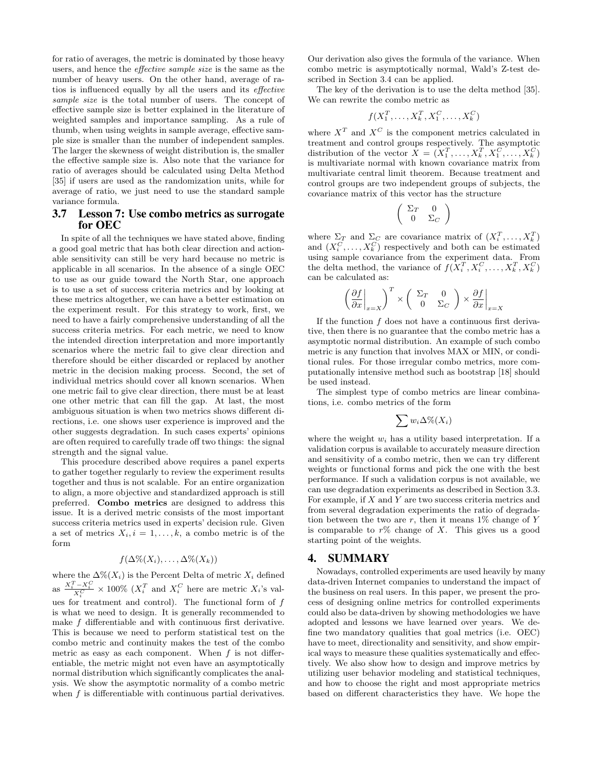for ratio of averages, the metric is dominated by those heavy users, and hence the *effective sample size* is the same as the number of heavy users. On the other hand, average of ratios is influenced equally by all the users and its *effective sample size* is the total number of users. The concept of effective sample size is better explained in the literature of weighted samples and importance sampling. As a rule of thumb, when using weights in sample average, effective sample size is smaller than the number of independent samples. The larger the skewness of weight distribution is, the smaller the effective sample size is. Also note that the variance for ratio of averages should be calculated using Delta Method [35] if users are used as the randomization units, while for average of ratio, we just need to use the standard sample variance formula.

### 3.7 Lesson 7: Use combo metrics as surrogate for OEC

In spite of all the techniques we have stated above, finding a good goal metric that has both clear direction and actionable sensitivity can still be very hard because no metric is applicable in all scenarios. In the absence of a single OEC to use as our guide toward the North Star, one approach is to use a set of success criteria metrics and by looking at these metrics altogether, we can have a better estimation on the experiment result. For this strategy to work, first, we need to have a fairly comprehensive understanding of all the success criteria metrics. For each metric, we need to know the intended direction interpretation and more importantly scenarios where the metric fail to give clear direction and therefore should be either discarded or replaced by another metric in the decision making process. Second, the set of individual metrics should cover all known scenarios. When one metric fail to give clear direction, there must be at least one other metric that can fill the gap. At last, the most ambiguous situation is when two metrics shows different directions, i.e. one shows user experience is improved and the other suggests degradation. In such cases experts' opinions are often required to carefully trade off two things: the signal strength and the signal value.

This procedure described above requires a panel experts to gather together regularly to review the experiment results together and thus is not scalable. For an entire organization to align, a more objective and standardized approach is still preferred. **Combo metrics** are designed to address this issue. It is a derived metric consists of the most important success criteria metrics used in experts' decision rule. Given a set of metrics $X_i, i = 1, \ldots, k$, a combo metric is of the form

$$f(\Delta\%(X_1), \ldots, \Delta\%(X_k))$$

where the $\Delta\%(X_i)$ is the Percent Delta of metric $X_i$ defined as $\frac{X_i^T - X_i^C}{X_i^C} \times 100\%$ ($X_i^T$ and $X_i^C$ here are metric $X_i$'s values for treatment and control). The functional form of $f$ is what we need to design. It is generally recommended to make $f$ differentiable and with continuous first derivative. This is because we need to perform statistical test on the combo metric and continuity makes the test of the combo metric as easy as each component. When $f$ is not differentiable, the metric might not even have an asymptotically normal distribution which significantly complicates the analysis. We show the asymptotic normality of a combo metric when $f$ is differentiable with continuous partial derivatives. Our derivation also gives the formula of the variance. When combo metric is asymptotically normal, Wald's Z-test described in Section 3.4 can be applied.

The key of the derivation is to use the delta method [35]. We can rewrite the combo metric as

$$f(X_1^T, \ldots, X_k^T, X_1^C, \ldots, X_k^C)$$

where $X^T$ and $X^C$ is the component metrics calculated in treatment and control groups respectively. The asymptotic distribution of the vector $X = (X_1^T, \ldots, X_k^T, X_1^C, \ldots, X_k^C)$ is multivariate normal with known covariance matrix from multivariate central limit theorem. Because treatment and control groups are two independent groups of subjects, the covariance matrix of this vector has the structure

$$\begin{pmatrix} \Sigma_T & 0 \\ 0 & \Sigma_C \end{pmatrix}$$

where $\Sigma_T$ and $\Sigma_C$ are covariance matrix of $(X_i^T, \ldots, X_k^T)$ and $(X_i^C, \ldots, X_k^C)$ respectively and both can be estimated using sample covariance from the experiment data. From the delta method, the variance of $f(X_i^T, X_i^C, \ldots, X_k^T, X_k^C)$ can be calculated as:

$$\left( \left. \frac{\partial f}{\partial x} \right|_{x=X} \right)^T \times \begin{pmatrix} \Sigma_T & 0 \\ 0 & \Sigma_C \end{pmatrix} \times \left. \frac{\partial f}{\partial x} \right|_{x=X}$$

If the function $f$ does not have a continuous first derivative, then there is no guarantee that the combo metric has a asymptotic normal distribution. An example of such combo metric is any function that involves MAX or MIN, or conditional rules. For those irregular combo metrics, more computationally intensive method such as bootstrap [18] should be used instead.

The simplest type of combo metrics are linear combinations, i.e. combo metrics of the form

$$\sum w_i \Delta\%(X_i)$$

where the weight $w_i$ has a utility based interpretation. If a validation corpus is available to accurately measure direction and sensitivity of a combo metric, then we can try different weights or functional forms and pick the one with the best performance. If such a validation corpus is not available, we can use degradation experiments as described in Section 3.3. For example, if $X$ and $Y$ are two success criteria metrics and from several degradation experiments the ratio of degradation between the two are $r$, then it means 1% change of $Y$ is comparable to $r$% change of $X$. This gives us a good starting point of the weights.

## 4. SUMMARY

Nowadays, controlled experiments are used heavily by many data-driven Internet companies to understand the impact of the business on real users. In this paper, we present the process of designing online metrics for controlled experiments could also be data-driven by showing methodologies we have adopted and lessons we have learned over years. We define two mandatory qualities that goal metrics (i.e. OEC) have to meet, directionality and sensitivity, and show empirical ways to measure these qualities systematically and effectively. We also show how to design and improve metrics by utilizing user behavior modeling and statistical techniques, and how to choose the right and most appropriate metrics based on different characteristics they have. We hope the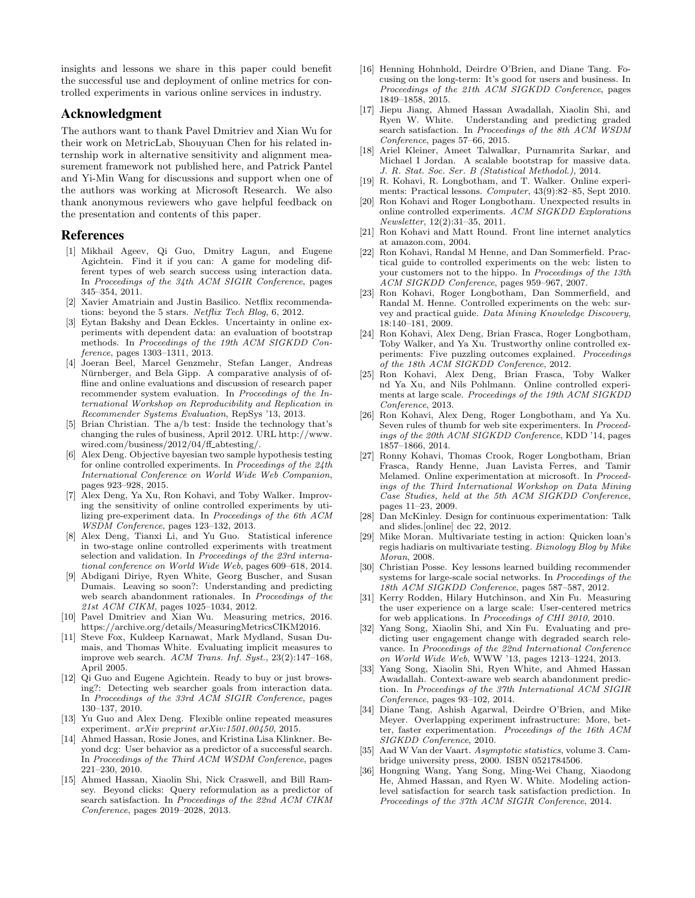insights and lessons we share in this paper could benefit the successful use and deployment of online metrics for controlled experiments in various online services in industry.

## Acknowledgment

The authors want to thank Pavel Dmitriev and Xian Wu for their work on MetricLab, Shouyuan Chen for his related internship work in alternative sensitivity and alignment measurement framework not published here, and Patrick Pantel and Yi-Min Wang for discussions and support when one of the authors was working at Microsoft Research. We also thank anonymous reviewers who gave helpful feedback on the presentation and contents of this paper.

## References

[1] Mikhail Ageev, Qi Guo, Dmitry Lagun, and Eugene Agichtein. Find it if you can: A game for modeling different types of web search success using interaction data. In *Proceedings of the 34th ACM SIGIR Conference*, pages 345–354, 2011.

[2] Xavier Amatriain and Justin Basilico. Netflix recommendations: beyond the 5 stars. *Netflix Tech Blog*, 6, 2012.

[3] Eytan Bakshy and Dean Eckles. Uncertainty in online experiments with dependent data: an evaluation of bootstrap methods. In *Proceedings of the 19th ACM SIGKDD Conference*, pages 1303–1311, 2013.

[4] Joeran Beel, Marcel Genzmehr, Stefan Langer, Andreas Nürnberger, and Bela Gipp. A comparative analysis of offline and online evaluations and discussion of research paper recommender system evaluation. In *Proceedings of the International Workshop on Reproducibility and Replication in Recommender Systems Evaluation*, RepSys '13, 2013.

[5] Brian Christian. The a/b test: Inside the technology that's changing the rules of business, April 2012. URL http://www.wired.com/business/2012/04/ff_abtesting/.

[6] Alex Deng. Objective bayesian two sample hypothesis testing for online controlled experiments. In *Proceedings of the 24th International Conference on World Wide Web Companion*, pages 923–928, 2015.

[7] Alex Deng, Ya Xu, Ron Kohavi, and Toby Walker. Improving the sensitivity of online controlled experiments by utilizing pre-experiment data. In *Proceedings of the 6th ACM WSDM Conference*, pages 123–132, 2013.

[8] Alex Deng, Tianxi Li, and Yu Guo. Statistical inference in two-stage online controlled experiments with treatment selection and validation. In *Proceedings of the 23rd international conference on World Wide Web*, pages 609–618, 2014.

[9] Abdigani Diriye, Ryen White, Georg Buscher, and Susan Dumais. Leaving so soon?: Understanding and predicting web search abandonment rationales. In *Proceedings of the 21st ACM CIKM*, pages 1025–1034, 2012.

[10] Pavel Dmitriev and Xian Wu. Measuring metrics, 2016. https://archive.org/details/MeasuringMetricsCIKM2016.

[11] Steve Fox, Kuldeep Karnawat, Mark Mydland, Susan Dumais, and Thomas White. Evaluating implicit measures to improve web search. *ACM Trans. Inf. Syst.*, 23(2):147–168, April 2005.

[12] Qi Guo and Eugene Agichtein. Ready to buy or just browsing?: Detecting web searcher goals from interaction data. In *Proceedings of the 33rd ACM SIGIR Conference*, pages 130–137, 2010.

[13] Yu Guo and Alex Deng. Flexible online repeated measures experiment. *arXiv preprint arXiv:1501.00450*, 2015.

[14] Ahmed Hassan, Rosie Jones, and Kristina Lisa Klinkner. Beyond dcg: User behavior as a predictor of a successful search. In *Proceedings of the Third ACM WSDM Conference*, pages 221–230, 2010.

[15] Ahmed Hassan, Xiaolin Shi, Nick Craswell, and Bill Ramsey. Beyond clicks: Query reformulation as a predictor of search satisfaction. In *Proceedings of the 22nd ACM CIKM Conference*, pages 2019–2028, 2013.

[16] Henning Hohnhold, Deirdre O'Brien, and Diane Tang. Focusing on the long-term: It's good for users and business. In *Proceedings of the 21th ACM SIGKDD Conference*, pages 1849–1858, 2015.

[17] Jiepu Jiang, Ahmed Hassan Awadallah, Xiaolin Shi, and Ryen W. White. Understanding and predicting graded search satisfaction. In *Proceedings of the 8th ACM WSDM Conference*, pages 57–66, 2015.

[18] Ariel Kleiner, Ameet Talwalkar, Purnamrita Sarkar, and Michael I Jordan. A scalable bootstrap for massive data. *J. R. Stat. Soc. Ser. B (Statistical Methodol.)*, 2014.

[19] R. Kohavi, R. Longbotham, and T. Walker. Online experiments: Practical lessons. *Computer*, 43(9):82–85, Sept 2010.

[20] Ron Kohavi and Roger Longbotham. Unexpected results in online controlled experiments. *ACM SIGKDD Explorations Newsletter*, 12(2):31–35, 2011.

[21] Ron Kohavi and Matt Round. Front line internet analytics at amazon.com, 2004.

[22] Ron Kohavi, Randal M Henne, and Dan Sommerfield. Practical guide to controlled experiments on the web: listen to your customers not to the hippo. In *Proceedings of the 13th ACM SIGKDD Conference*, pages 959–967, 2007.

[23] Ron Kohavi, Roger Longbotham, Dan Sommerfield, and Randal M. Henne. Controlled experiments on the web: survey and practical guide. *Data Mining Knowledge Discovery*, 18:140–181, 2009.

[24] Ron Kohavi, Alex Deng, Brian Frasca, Roger Longbotham, Toby Walker, and Ya Xu. Trustworthy online controlled experiments: Five puzzling outcomes explained. *Proceedings of the 18th ACM SIGKDD Conference*, 2012.

[25] Ron Kohavi, Alex Deng, Brian Frasca, Toby Walker nd Ya Xu, and Nils Pohlmann. Online controlled experiments at large scale. *Proceedings of the 19th ACM SIGKDD Conference*, 2013.

[26] Ron Kohavi, Alex Deng, Roger Longbotham, and Ya Xu. Seven rules of thumb for web site experimenters. In *Proceedings of the 20th ACM SIGKDD Conference*, KDD '14, pages 1857–1866, 2014.

[27] Ronny Kohavi, Thomas Crook, Roger Longbotham, Brian Frasca, Randy Henne, Juan Lavista Ferres, and Tamir Melamed. Online experimentation at microsoft. In *Proceedings of the Third International Workshop on Data Mining Case Studies, held at the 5th ACM SIGKDD Conference*, pages 11–23, 2009.

[28] Dan McKinley. Design for continuous experimentation: Talk and slides.[online] dec 22, 2012.

[29] Mike Moran. Multivariate testing in action: Quicken loan's regis hadiaris on multivariate testing. *Biznology Blog by Mike Moran*, 2008.

[30] Christian Posse. Key lessons learned building recommender systems for large-scale social networks. In *Proceedings of the 18th ACM SIGKDD Conference*, pages 587–587, 2012.

[31] Kerry Rodden, Hilary Hutchinson, and Xin Fu. Measuring the user experience on a large scale: User-centered metrics for web applications. In *Proceedings of CHI 2010*, 2010.

[32] Yang Song, Xiaolin Shi, and Xin Fu. Evaluating and predicting user engagement change with degraded search relevance. In *Proceedings of the 22nd International Conference on World Wide Web*, WWW '13, pages 1213–1224, 2013.

[33] Yang Song, Xiaolin Shi, Ryen White, and Ahmed Hassan Awadallah. Context-aware web search abandonment prediction. In *Proceedings of the 37th International ACM SIGIR Conference*, pages 93–102, 2014.

[34] Diane Tang, Ashish Agarwal, Deirdre O'Brien, and Mike Meyer. Overlapping experiment infrastructure: More, better, faster experimentation. *Proceedings of the 16th ACM SIGKDD Conference*, 2010.

[35] Aad W Van der Vaart. *Asymptotic statistics*, volume 3. Cambridge university press, 2000. ISBN 0521784506.

[36] Hongning Wang, Yang Song, Ming-Wei Chang, Xiaodong He, Ahmed Hassan, and Ryen W. White. Modeling action-level satisfaction for search task satisfaction prediction. In *Proceedings of the 37th ACM SIGIR Conference*, 2014.